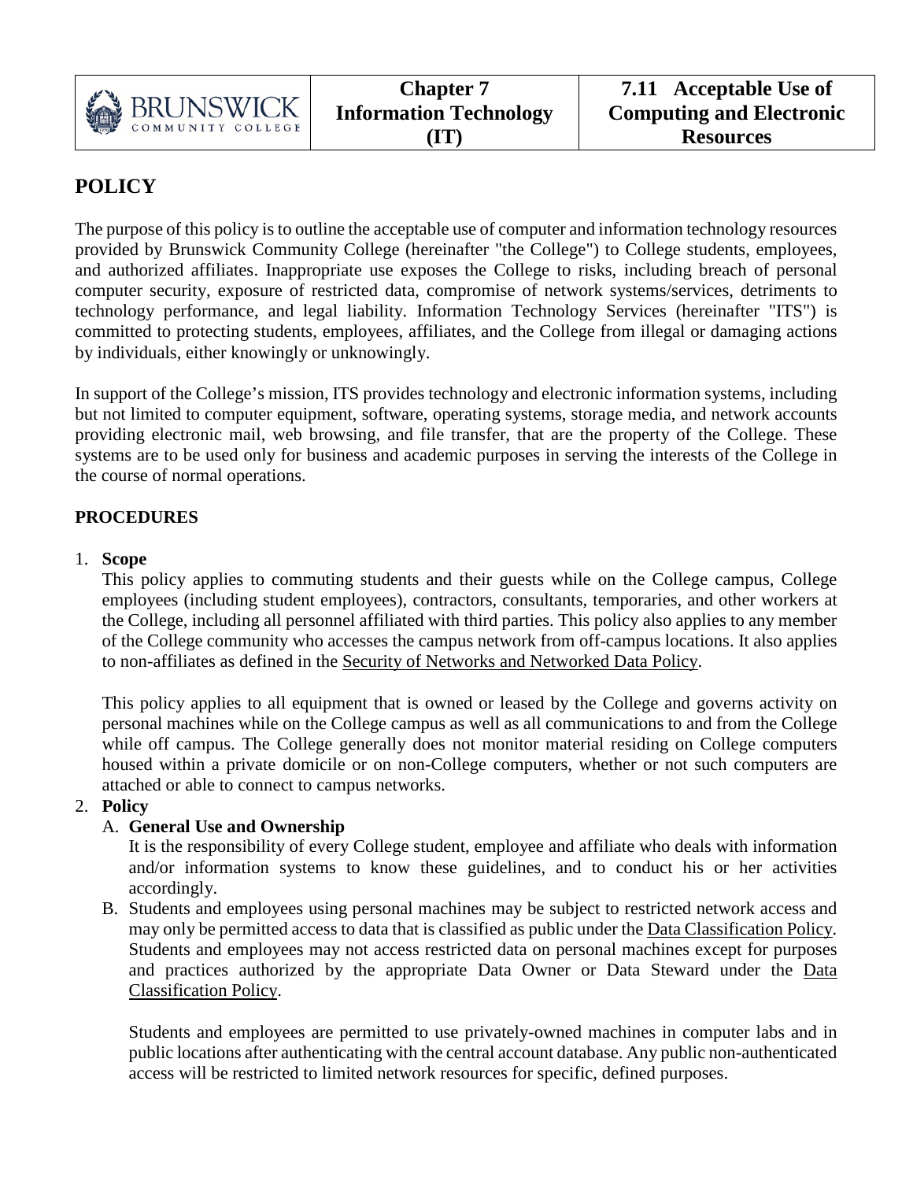| | | |
|---|---|---|
| BRUNSWICK COMMUNITY COLLEGE | **Chapter 7 Information Technology (IT)** | **7.11 Acceptable Use of Computing and Electronic Resources** |

## POLICY

The purpose of this policy is to outline the acceptable use of computer and information technology resources provided by Brunswick Community College (hereinafter "the College") to College students, employees, and authorized affiliates. Inappropriate use exposes the College to risks, including breach of personal computer security, exposure of restricted data, compromise of network systems/services, detriments to technology performance, and legal liability. Information Technology Services (hereinafter "ITS") is committed to protecting students, employees, affiliates, and the College from illegal or damaging actions by individuals, either knowingly or unknowingly.

In support of the College's mission, ITS provides technology and electronic information systems, including but not limited to computer equipment, software, operating systems, storage media, and network accounts providing electronic mail, web browsing, and file transfer, that are the property of the College. These systems are to be used only for business and academic purposes in serving the interests of the College in the course of normal operations.

### PROCEDURES

1. **Scope**

   This policy applies to commuting students and their guests while on the College campus, College employees (including student employees), contractors, consultants, temporaries, and other workers at the College, including all personnel affiliated with third parties. This policy also applies to any member of the College community who accesses the campus network from off-campus locations. It also applies to non-affiliates as defined in the Security of Networks and Networked Data Policy.

   This policy applies to all equipment that is owned or leased by the College and governs activity on personal machines while on the College campus as well as all communications to and from the College while off campus. The College generally does not monitor material residing on College computers housed within a private domicile or on non-College computers, whether or not such computers are attached or able to connect to campus networks.

2. **Policy**

   A. **General Use and Ownership**

   It is the responsibility of every College student, employee and affiliate who deals with information and/or information systems to know these guidelines, and to conduct his or her activities accordingly.

   B. Students and employees using personal machines may be subject to restricted network access and may only be permitted access to data that is classified as public under the Data Classification Policy. Students and employees may not access restricted data on personal machines except for purposes and practices authorized by the appropriate Data Owner or Data Steward under the Data Classification Policy.

   Students and employees are permitted to use privately-owned machines in computer labs and in public locations after authenticating with the central account database. Any public non-authenticated access will be restricted to limited network resources for specific, defined purposes.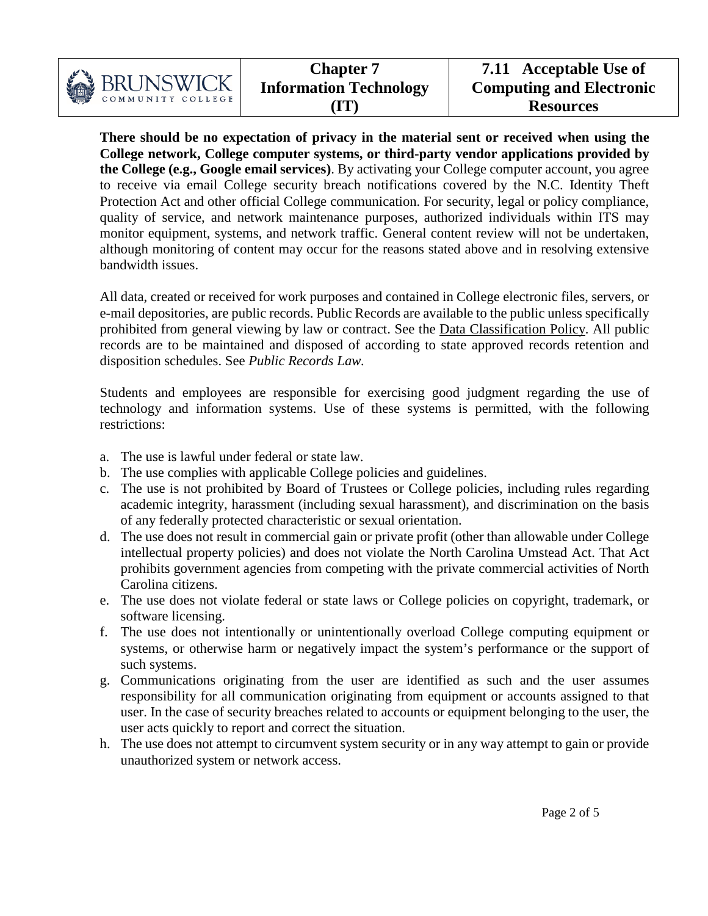**There should be no expectation of privacy in the material sent or received when using the College network, College computer systems, or third-party vendor applications provided by the College (e.g., Google email services)**. By activating your College computer account, you agree to receive via email College security breach notifications covered by the N.C. Identity Theft Protection Act and other official College communication. For security, legal or policy compliance, quality of service, and network maintenance purposes, authorized individuals within ITS may monitor equipment, systems, and network traffic. General content review will not be undertaken, although monitoring of content may occur for the reasons stated above and in resolving extensive bandwidth issues.

All data, created or received for work purposes and contained in College electronic files, servers, or e-mail depositories, are public records. Public Records are available to the public unless specifically prohibited from general viewing by law or contract. See the Data Classification Policy. All public records are to be maintained and disposed of according to state approved records retention and disposition schedules. See *Public Records Law*.

Students and employees are responsible for exercising good judgment regarding the use of technology and information systems. Use of these systems is permitted, with the following restrictions:

a. The use is lawful under federal or state law.
b. The use complies with applicable College policies and guidelines.
c. The use is not prohibited by Board of Trustees or College policies, including rules regarding academic integrity, harassment (including sexual harassment), and discrimination on the basis of any federally protected characteristic or sexual orientation.
d. The use does not result in commercial gain or private profit (other than allowable under College intellectual property policies) and does not violate the North Carolina Umstead Act. That Act prohibits government agencies from competing with the private commercial activities of North Carolina citizens.
e. The use does not violate federal or state laws or College policies on copyright, trademark, or software licensing.
f. The use does not intentionally or unintentionally overload College computing equipment or systems, or otherwise harm or negatively impact the system's performance or the support of such systems.
g. Communications originating from the user are identified as such and the user assumes responsibility for all communication originating from equipment or accounts assigned to that user. In the case of security breaches related to accounts or equipment belonging to the user, the user acts quickly to report and correct the situation.
h. The use does not attempt to circumvent system security or in any way attempt to gain or provide unauthorized system or network access.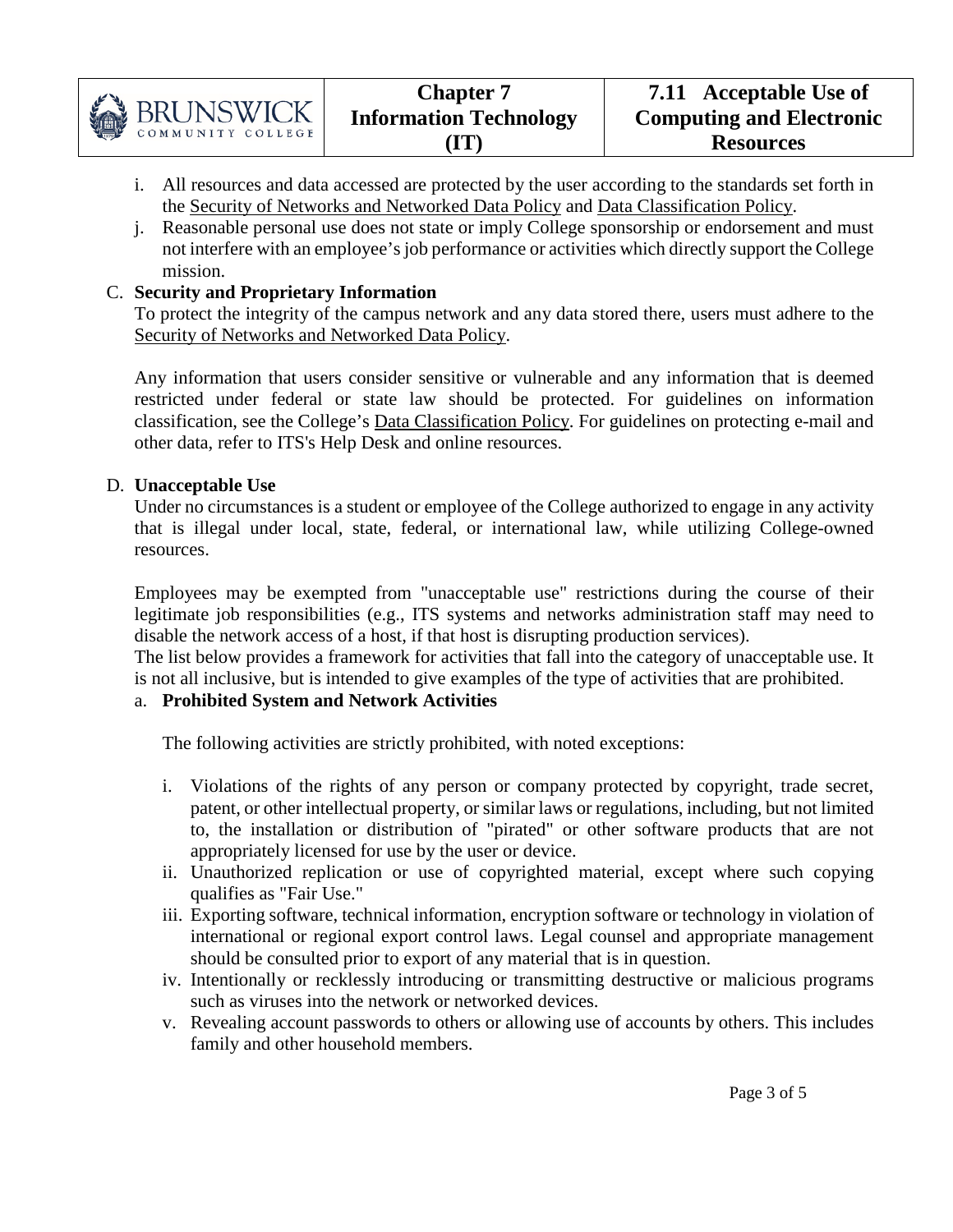i. All resources and data accessed are protected by the user according to the standards set forth in the Security of Networks and Networked Data Policy and Data Classification Policy.

j. Reasonable personal use does not state or imply College sponsorship or endorsement and must not interfere with an employee's job performance or activities which directly support the College mission.

C. **Security and Proprietary Information**

To protect the integrity of the campus network and any data stored there, users must adhere to the Security of Networks and Networked Data Policy.

Any information that users consider sensitive or vulnerable and any information that is deemed restricted under federal or state law should be protected. For guidelines on information classification, see the College's Data Classification Policy. For guidelines on protecting e-mail and other data, refer to ITS's Help Desk and online resources.

D. **Unacceptable Use**

Under no circumstances is a student or employee of the College authorized to engage in any activity that is illegal under local, state, federal, or international law, while utilizing College-owned resources.

Employees may be exempted from "unacceptable use" restrictions during the course of their legitimate job responsibilities (e.g., ITS systems and networks administration staff may need to disable the network access of a host, if that host is disrupting production services).

The list below provides a framework for activities that fall into the category of unacceptable use. It is not all inclusive, but is intended to give examples of the type of activities that are prohibited.

a. **Prohibited System and Network Activities**

The following activities are strictly prohibited, with noted exceptions:

i. Violations of the rights of any person or company protected by copyright, trade secret, patent, or other intellectual property, or similar laws or regulations, including, but not limited to, the installation or distribution of "pirated" or other software products that are not appropriately licensed for use by the user or device.

ii. Unauthorized replication or use of copyrighted material, except where such copying qualifies as "Fair Use."

iii. Exporting software, technical information, encryption software or technology in violation of international or regional export control laws. Legal counsel and appropriate management should be consulted prior to export of any material that is in question.

iv. Intentionally or recklessly introducing or transmitting destructive or malicious programs such as viruses into the network or networked devices.

v. Revealing account passwords to others or allowing use of accounts by others. This includes family and other household members.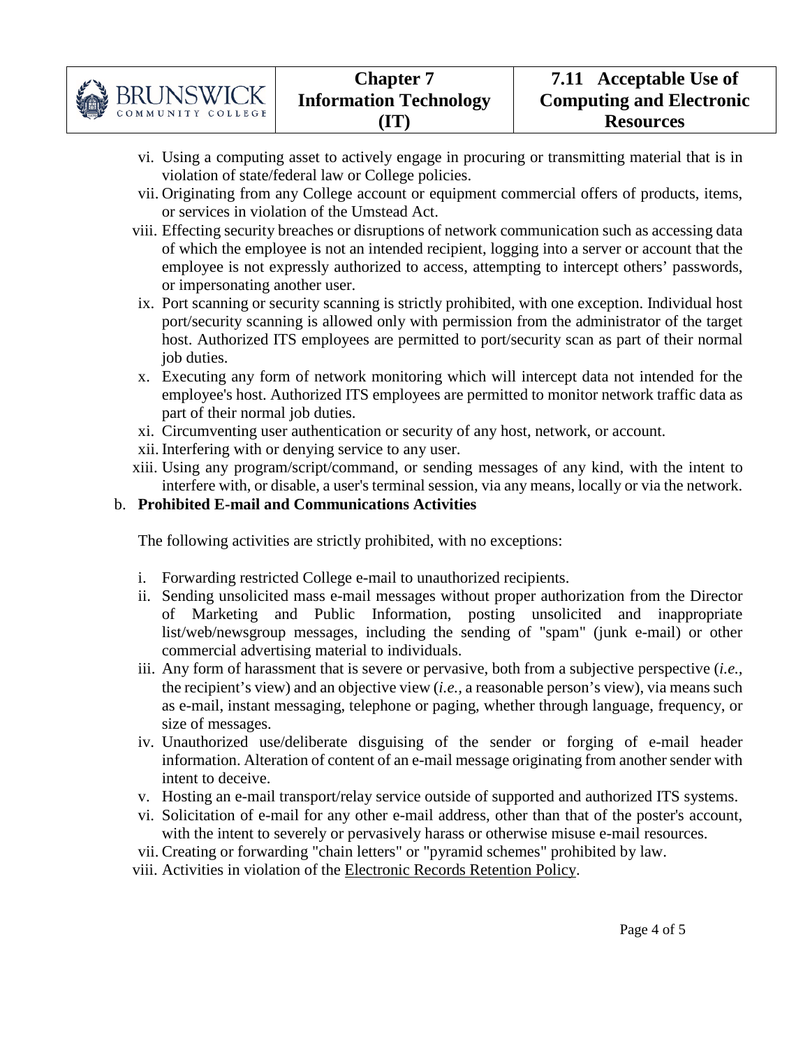vi. Using a computing asset to actively engage in procuring or transmitting material that is in violation of state/federal law or College policies.

vii. Originating from any College account or equipment commercial offers of products, items, or services in violation of the Umstead Act.

viii. Effecting security breaches or disruptions of network communication such as accessing data of which the employee is not an intended recipient, logging into a server or account that the employee is not expressly authorized to access, attempting to intercept others' passwords, or impersonating another user.

ix. Port scanning or security scanning is strictly prohibited, with one exception. Individual host port/security scanning is allowed only with permission from the administrator of the target host. Authorized ITS employees are permitted to port/security scan as part of their normal job duties.

x. Executing any form of network monitoring which will intercept data not intended for the employee's host. Authorized ITS employees are permitted to monitor network traffic data as part of their normal job duties.

xi. Circumventing user authentication or security of any host, network, or account.

xii. Interfering with or denying service to any user.

xiii. Using any program/script/command, or sending messages of any kind, with the intent to interfere with, or disable, a user's terminal session, via any means, locally or via the network.

b. **Prohibited E-mail and Communications Activities**

The following activities are strictly prohibited, with no exceptions:

i. Forwarding restricted College e-mail to unauthorized recipients.

ii. Sending unsolicited mass e-mail messages without proper authorization from the Director of Marketing and Public Information, posting unsolicited and inappropriate list/web/newsgroup messages, including the sending of "spam" (junk e-mail) or other commercial advertising material to individuals.

iii. Any form of harassment that is severe or pervasive, both from a subjective perspective (*i.e.,* the recipient's view) and an objective view (*i.e.,* a reasonable person's view), via means such as e-mail, instant messaging, telephone or paging, whether through language, frequency, or size of messages.

iv. Unauthorized use/deliberate disguising of the sender or forging of e-mail header information. Alteration of content of an e-mail message originating from another sender with intent to deceive.

v. Hosting an e-mail transport/relay service outside of supported and authorized ITS systems.

vi. Solicitation of e-mail for any other e-mail address, other than that of the poster's account, with the intent to severely or pervasively harass or otherwise misuse e-mail resources.

vii. Creating or forwarding "chain letters" or "pyramid schemes" prohibited by law.

viii. Activities in violation of the Electronic Records Retention Policy.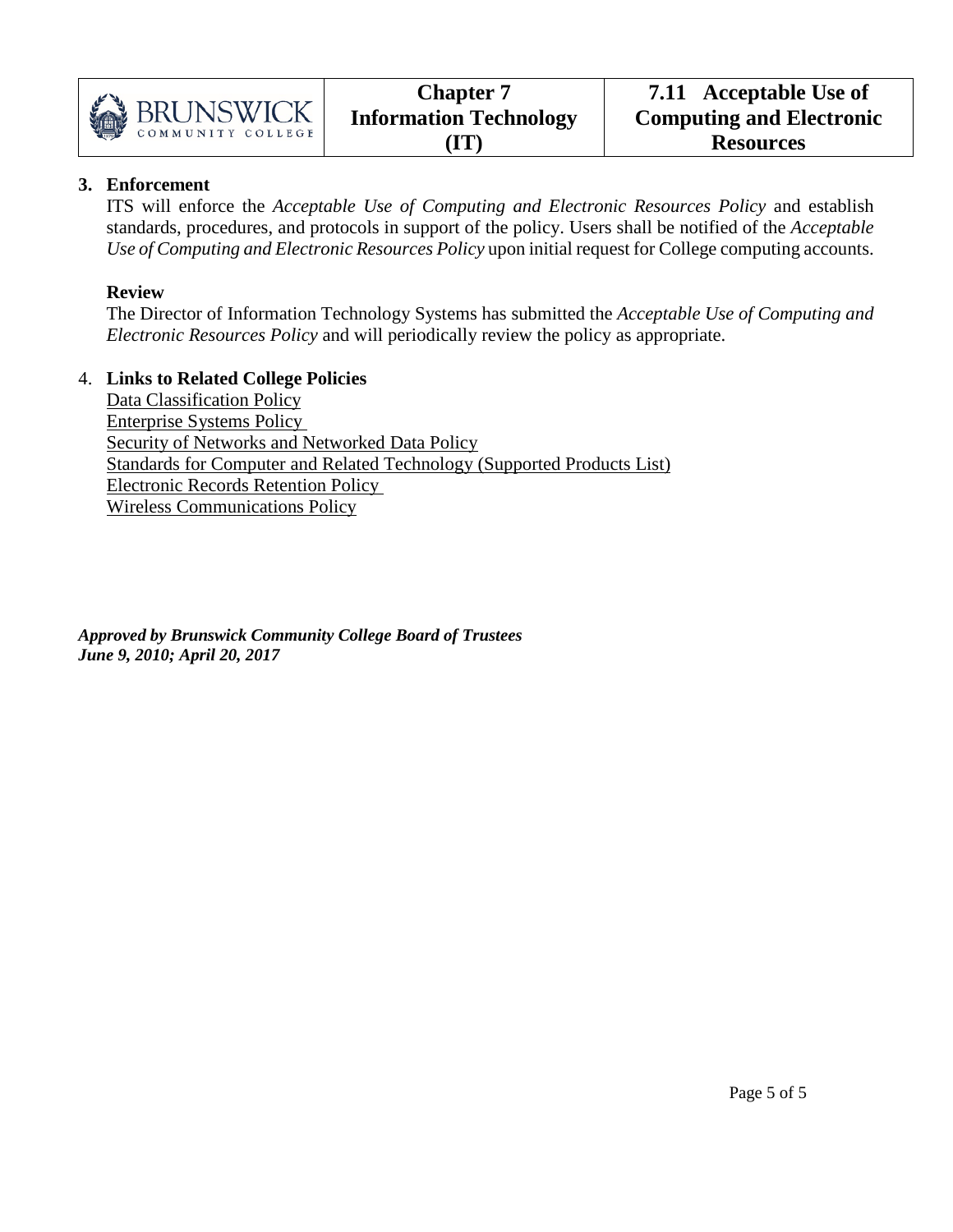### 3. Enforcement

ITS will enforce the *Acceptable Use of Computing and Electronic Resources Policy* and establish standards, procedures, and protocols in support of the policy. Users shall be notified of the *Acceptable Use of Computing and Electronic Resources Policy* upon initial request for College computing accounts.

**Review**

The Director of Information Technology Systems has submitted the *Acceptable Use of Computing and Electronic Resources Policy* and will periodically review the policy as appropriate.

### 4. Links to Related College Policies

Data Classification Policy
Enterprise Systems Policy
Security of Networks and Networked Data Policy
Standards for Computer and Related Technology (Supported Products List)
Electronic Records Retention Policy
Wireless Communications Policy

***Approved by Brunswick Community College Board of Trustees***
***June 9, 2010; April 20, 2017***